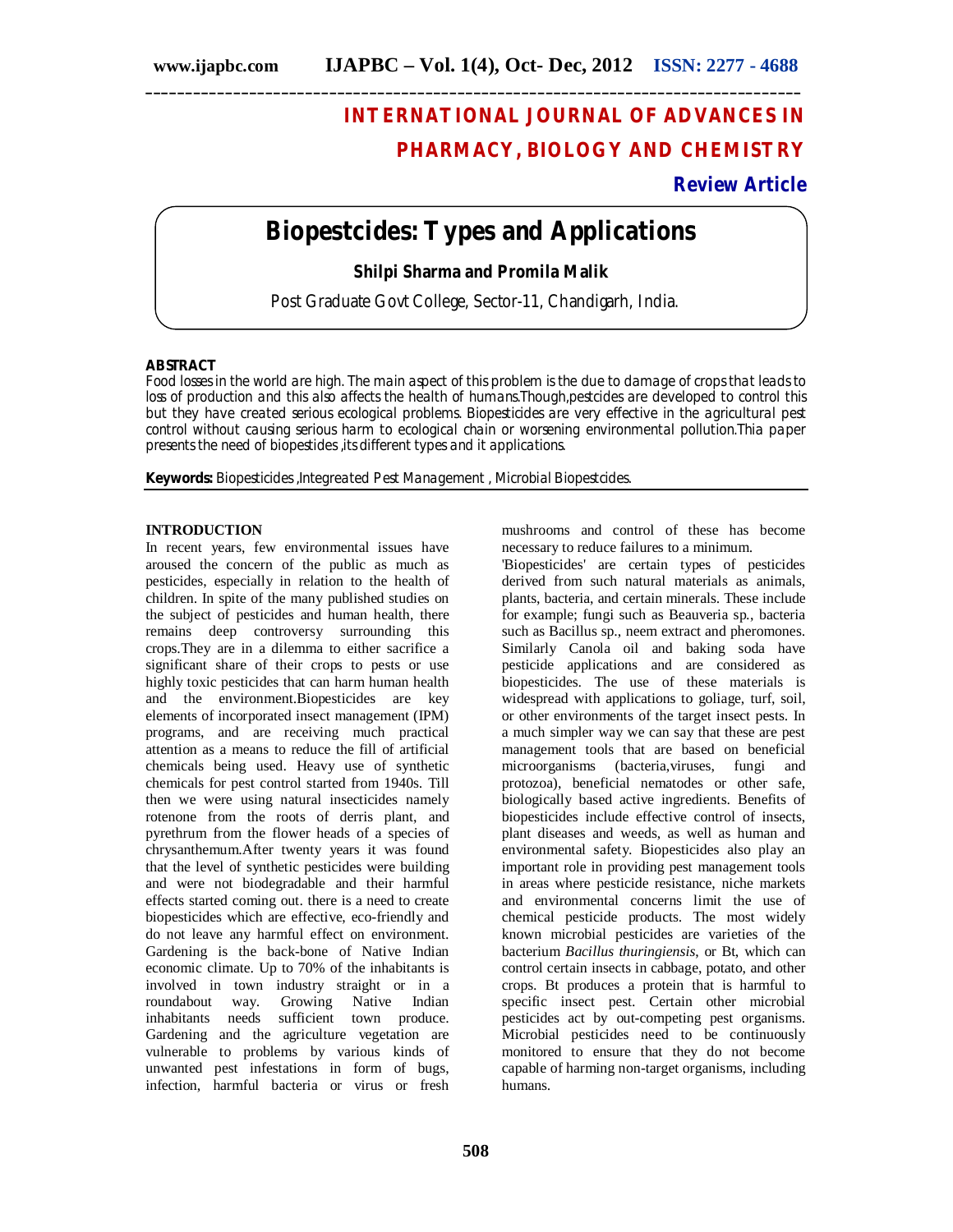# INTERNATIONAL JOURNAL OF ADVANCES IN PHARMACY, BIOLOGY AND CHEMISTRY

**Review Article**

# Biopestcides: Types and Applications

**Shilpi Sharma and Promila Malik**

Post Graduate Govt College, Sector-11, Chandigarh, India.

## ABSTRACT

Food losses in the world are high. The main aspect of this problem is the due to damage of crops that leads to loss of production and this also affects the health of humans.Though,pestcides are developed to control this but they have created serious ecological problems. Biopesticides are very effective in the agricultural pest control without causing serious harm to ecological chain or worsening environmental pollution.Thia paper presents the need of biopestides ,its different types and it applications.

**Keywords:** Biopesticides ,Integreated Pest Management , Microbial Biopestcides.

## INTRODUCTION

In recent years, few environmental issues have aroused the concern of the public as much as pesticides, especially in relation to the health of children. In spite of the many published studies on the subject of pesticides and human health, there remains deep controversy surrounding this crops.They are in a dilemma to either sacrifice a significant share of their crops to pests or use highly toxic pesticides that can harm human health and the environment.Biopesticides are key elements of incorporated insect management (IPM) programs, and are receiving much practical attention as a means to reduce the fill of artificial chemicals being used. Heavy use of synthetic chemicals for pest control started from 1940s. Till then we were using natural insecticides namely rotenone from the roots of derris plant, and pyrethrum from the flower heads of a species of chrysanthemum.After twenty years it was found that the level of synthetic pesticides were building and were not biodegradable and their harmful effects started coming out. there is a need to create biopesticides which are effective, eco-friendly and do not leave any harmful effect on environment. Gardening is the back-bone of Native Indian economic climate. Up to 70% of the inhabitants is involved in town industry straight or in a roundabout way. Growing Native Indian inhabitants needs sufficient town produce. Gardening and the agriculture vegetation are vulnerable to problems by various kinds of unwanted pest infestations in form of bugs, infection, harmful bacteria or virus or fresh mushrooms and control of these has become necessary to reduce failures to a minimum.

'Biopesticides' are certain types of pesticides derived from such natural materials as animals, plants, bacteria, and certain minerals. These include for example; fungi such as Beauveria sp., bacteria such as Bacillus sp., neem extract and pheromones. Similarly Canola oil and baking soda have pesticide applications and are considered as biopesticides. The use of these materials is widespread with applications to goliage, turf, soil, or other environments of the target insect pests. In a much simpler way we can say that these are pest management tools that are based on beneficial microorganisms (bacteria,viruses, fungi and protozoa), beneficial nematodes or other safe, biologically based active ingredients. Benefits of biopesticides include effective control of insects, plant diseases and weeds, as well as human and environmental safety. Biopesticides also play an important role in providing pest management tools in areas where pesticide resistance, niche markets and environmental concerns limit the use of chemical pesticide products. The most widely known microbial pesticides are varieties of the bacterium *Bacillus thuringiensis*, or Bt, which can control certain insects in cabbage, potato, and other crops. Bt produces a protein that is harmful to specific insect pest. Certain other microbial pesticides act by out-competing pest organisms. Microbial pesticides need to be continuously monitored to ensure that they do not become capable of harming non-target organisms, including humans.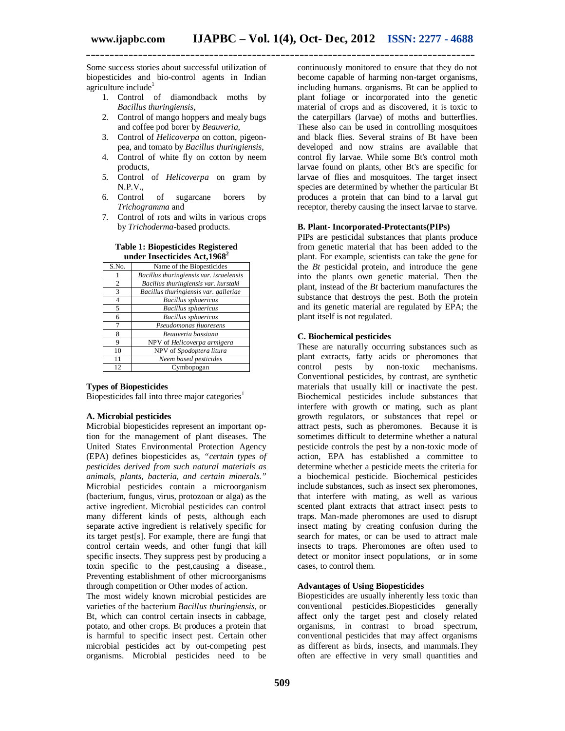Some success stories about successful utilization of biopesticides and bio-control agents in Indian agriculture include[1]

1. Control of diamondback moths by *Bacillus thuringiensis*,
2. Control of mango hoppers and mealy bugs and coffee pod borer by *Beauveria,*
3. Control of *Helicoverpa* on cotton, pigeon-pea, and tomato by *Bacillus thuringiensis,*
4. Control of white fly on cotton by neem products,
5. Control of *Helicoverpa* on gram by N.P.V.,
6. Control of sugarcane borers by *Trichogramma* and
7. Control of rots and wilts in various crops by *Trichoderma*-based products.

**Table 1: Biopesticides Registered under Insecticides Act,1968[2]**

| S.No. | Name of the Biopesticides |
|---|---|
| 1 | *Bacillus thuringiensis var. israelensis* |
| 2 | *Bacillus thuringiensis var. kurstaki* |
| 3 | *Bacillus thuringiensis var. galleriae* |
| 4 | *Bacillus sphaericus* |
| 5 | *Bacillus sphaericus* |
| 6 | *Bacillus sphaericus* |
| 7 | *Pseudomonas fluoresens* |
| 8 | *Beauveria bassiana* |
| 9 | NPV of *Helicoverpa armigera* |
| 10 | NPV of *Spodoptera litura* |
| 11 | *Neem based pesticides* |
| 12 | Cymbopogan |

**Types of Biopesticides**

Biopesticides fall into three major categories[1]

**A. Microbial pesticides**

Microbial biopesticides represent an important option for the management of plant diseases. The United States Environmental Protection Agency (EPA) defines biopesticides as, *"certain types of pesticides derived from such natural materials as animals, plants, bacteria, and certain minerals."* Microbial pesticides contain a microorganism (bacterium, fungus, virus, protozoan or alga) as the active ingredient. Microbial pesticides can control many different kinds of pests, although each separate active ingredient is relatively specific for its target pest[s]. For example, there are fungi that control certain weeds, and other fungi that kill specific insects. They suppress pest by producing a toxin specific to the pest,causing a disease., Preventing establishment of other microorganisms through competition or Other modes of action.

The most widely known microbial pesticides are varieties of the bacterium *Bacillus thuringiensis*, or Bt, which can control certain insects in cabbage, potato, and other crops. Bt produces a protein that is harmful to specific insect pest. Certain other microbial pesticides act by out-competing pest organisms. Microbial pesticides need to be continuously monitored to ensure that they do not become capable of harming non-target organisms, including humans. organisms. Bt can be applied to plant foliage or incorporated into the genetic material of crops and as discovered, it is toxic to the caterpillars (larvae) of moths and butterflies. These also can be used in controlling mosquitoes and black flies. Several strains of Bt have been developed and now strains are available that control fly larvae. While some Bt's control moth larvae found on plants, other Bt's are specific for larvae of flies and mosquitoes. The target insect species are determined by whether the particular Bt produces a protein that can bind to a larval gut receptor, thereby causing the insect larvae to starve.

**B. Plant- Incorporated-Protectants(PIPs)**

PIPs are pesticidal substances that plants produce from genetic material that has been added to the plant. For example, scientists can take the gene for the *Bt* pesticidal protein, and introduce the gene into the plants own genetic material. Then the plant, instead of the *Bt* bacterium manufactures the substance that destroys the pest. Both the protein and its genetic material are regulated by EPA; the plant itself is not regulated.

**C. Biochemical pesticides**

These are naturally occurring substances such as plant extracts, fatty acids or pheromones that control pests by non-toxic mechanisms. Conventional pesticides, by contrast, are synthetic materials that usually kill or inactivate the pest. Biochemical pesticides include substances that interfere with growth or mating, such as plant growth regulators, or substances that repel or attract pests, such as pheromones. Because it is sometimes difficult to determine whether a natural pesticide controls the pest by a non-toxic mode of action, EPA has established a committee to determine whether a pesticide meets the criteria for a biochemical pesticide. Biochemical pesticides include substances, such as insect sex pheromones, that interfere with mating, as well as various scented plant extracts that attract insect pests to traps. Man-made pheromones are used to disrupt insect mating by creating confusion during the search for mates, or can be used to attract male insects to traps. Pheromones are often used to detect or monitor insect populations, or in some cases, to control them.

**Advantages of Using Biopesticides**

Biopesticides are usually inherently less toxic than conventional pesticides.Biopesticides generally affect only the target pest and closely related organisms, in contrast to broad spectrum, conventional pesticides that may affect organisms as different as birds, insects, and mammals.They often are effective in very small quantities and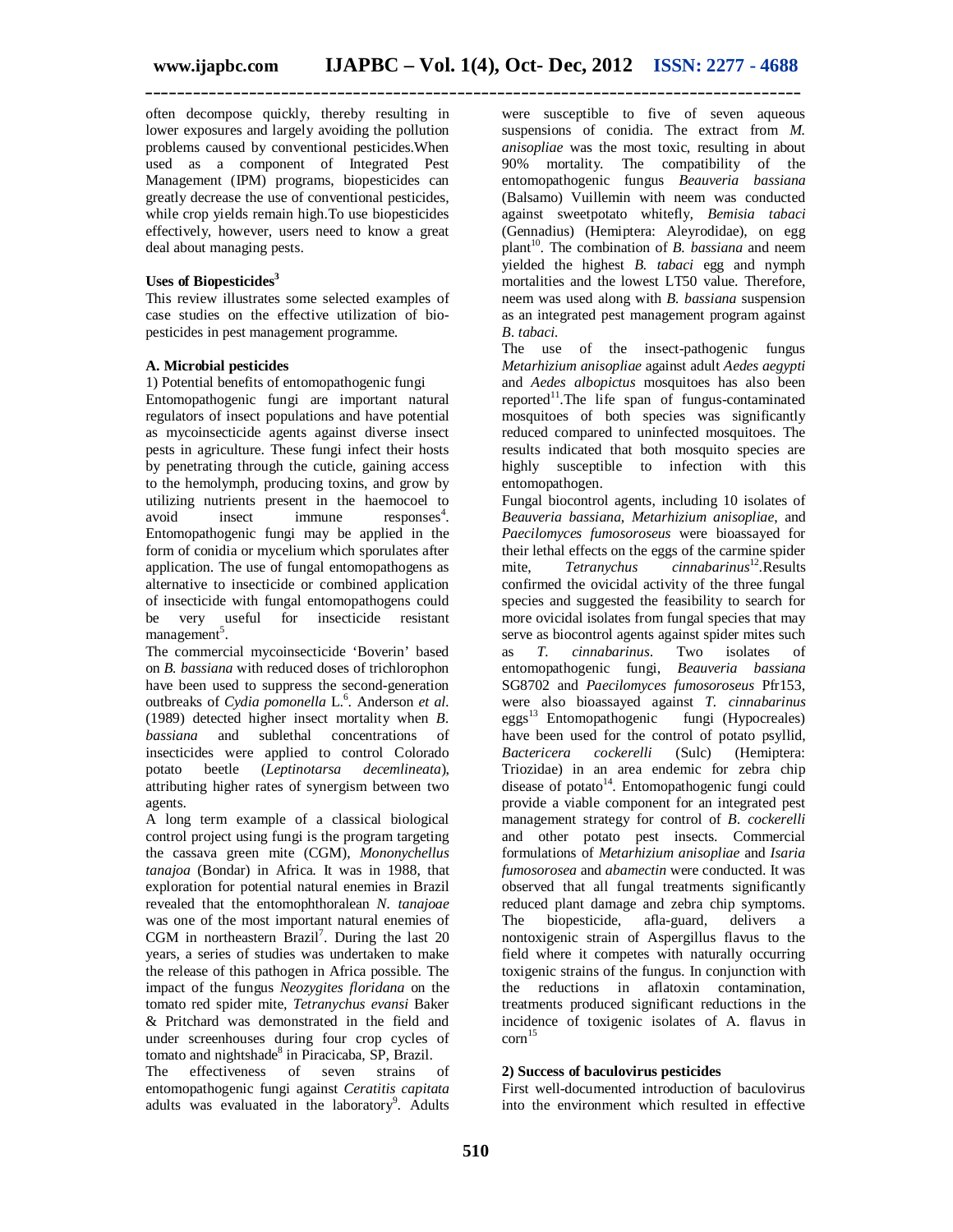often decompose quickly, thereby resulting in lower exposures and largely avoiding the pollution problems caused by conventional pesticides.When used as a component of Integrated Pest Management (IPM) programs, biopesticides can greatly decrease the use of conventional pesticides, while crop yields remain high.To use biopesticides effectively, however, users need to know a great deal about managing pests.

**Uses of Biopesticides[3]**

This review illustrates some selected examples of case studies on the effective utilization of bio-pesticides in pest management programme.

**A. Microbial pesticides**

1) Potential benefits of entomopathogenic fungi

Entomopathogenic fungi are important natural regulators of insect populations and have potential as mycoinsecticide agents against diverse insect pests in agriculture. These fungi infect their hosts by penetrating through the cuticle, gaining access to the hemolymph, producing toxins, and grow by utilizing nutrients present in the haemocoel to avoid insect immune responses[4]. Entomopathogenic fungi may be applied in the form of conidia or mycelium which sporulates after application. The use of fungal entomopathogens as alternative to insecticide or combined application of insecticide with fungal entomopathogens could be very useful for insecticide resistant management[5].

The commercial mycoinsecticide 'Boverin' based on *B. bassiana* with reduced doses of trichlorophon have been used to suppress the second-generation outbreaks of *Cydia pomonella* L.[6]. Anderson *et al.* (1989) detected higher insect mortality when *B. bassiana* and sublethal concentrations of insecticides were applied to control Colorado potato beetle (*Leptinotarsa decemlineata*), attributing higher rates of synergism between two agents.

A long term example of a classical biological control project using fungi is the program targeting the cassava green mite (CGM), *Mononychellus tanajoa* (Bondar) in Africa. It was in 1988, that exploration for potential natural enemies in Brazil revealed that the entomophthoralean *N. tanajoae* was one of the most important natural enemies of CGM in northeastern Brazil[7]. During the last 20 years, a series of studies was undertaken to make the release of this pathogen in Africa possible. The impact of the fungus *Neozygites floridana* on the tomato red spider mite, *Tetranychus evansi* Baker & Pritchard was demonstrated in the field and under screenhouses during four crop cycles of tomato and nightshade[8] in Piracicaba, SP, Brazil.

The effectiveness of seven strains of entomopathogenic fungi against *Ceratitis capitata* adults was evaluated in the laboratory[9]. Adults were susceptible to five of seven aqueous suspensions of conidia. The extract from *M. anisopliae* was the most toxic, resulting in about 90% mortality. The compatibility of the entomopathogenic fungus *Beauveria bassiana* (Balsamo) Vuillemin with neem was conducted against sweetpotato whitefly, *Bemisia tabaci* (Gennadius) (Hemiptera: Aleyrodidae), on egg plant[10]. The combination of *B. bassiana* and neem yielded the highest *B. tabaci* egg and nymph mortalities and the lowest LT50 value. Therefore, neem was used along with *B. bassiana* suspension as an integrated pest management program against *B. tabaci.*

The use of the insect-pathogenic fungus *Metarhizium anisopliae* against adult *Aedes aegypti* and *Aedes albopictus* mosquitoes has also been reported[11].The life span of fungus-contaminated mosquitoes of both species was significantly reduced compared to uninfected mosquitoes. The results indicated that both mosquito species are highly susceptible to infection with this entomopathogen.

Fungal biocontrol agents, including 10 isolates of *Beauveria bassiana*, *Metarhizium anisopliae*, and *Paecilomyces fumosoroseus* were bioassayed for their lethal effects on the eggs of the carmine spider mite, *Tetranychus cinnabarinus*[12].Results confirmed the ovicidal activity of the three fungal species and suggested the feasibility to search for more ovicidal isolates from fungal species that may serve as biocontrol agents against spider mites such as *T. cinnabarinus*. Two isolates of entomopathogenic fungi, *Beauveria bassiana* SG8702 and *Paecilomyces fumosoroseus* Pfr153, were also bioassayed against *T. cinnabarinus* eggs[13] Entomopathogenic fungi (Hypocreales) have been used for the control of potato psyllid, *Bactericera cockerelli* (Sulc) (Hemiptera: Triozidae) in an area endemic for zebra chip disease of potato[14]. Entomopathogenic fungi could provide a viable component for an integrated pest management strategy for control of *B. cockerelli* and other potato pest insects. Commercial formulations of *Metarhizium anisopliae* and *Isaria fumosorosea* and *abamectin* were conducted. It was observed that all fungal treatments significantly reduced plant damage and zebra chip symptoms. The biopesticide, afla-guard, delivers a nontoxigenic strain of Aspergillus flavus to the field where it competes with naturally occurring toxigenic strains of the fungus. In conjunction with the reductions in aflatoxin contamination, treatments produced significant reductions in the incidence of toxigenic isolates of A. flavus in corn[15]

**2) Success of baculovirus pesticides**

First well-documented introduction of baculovirus into the environment which resulted in effective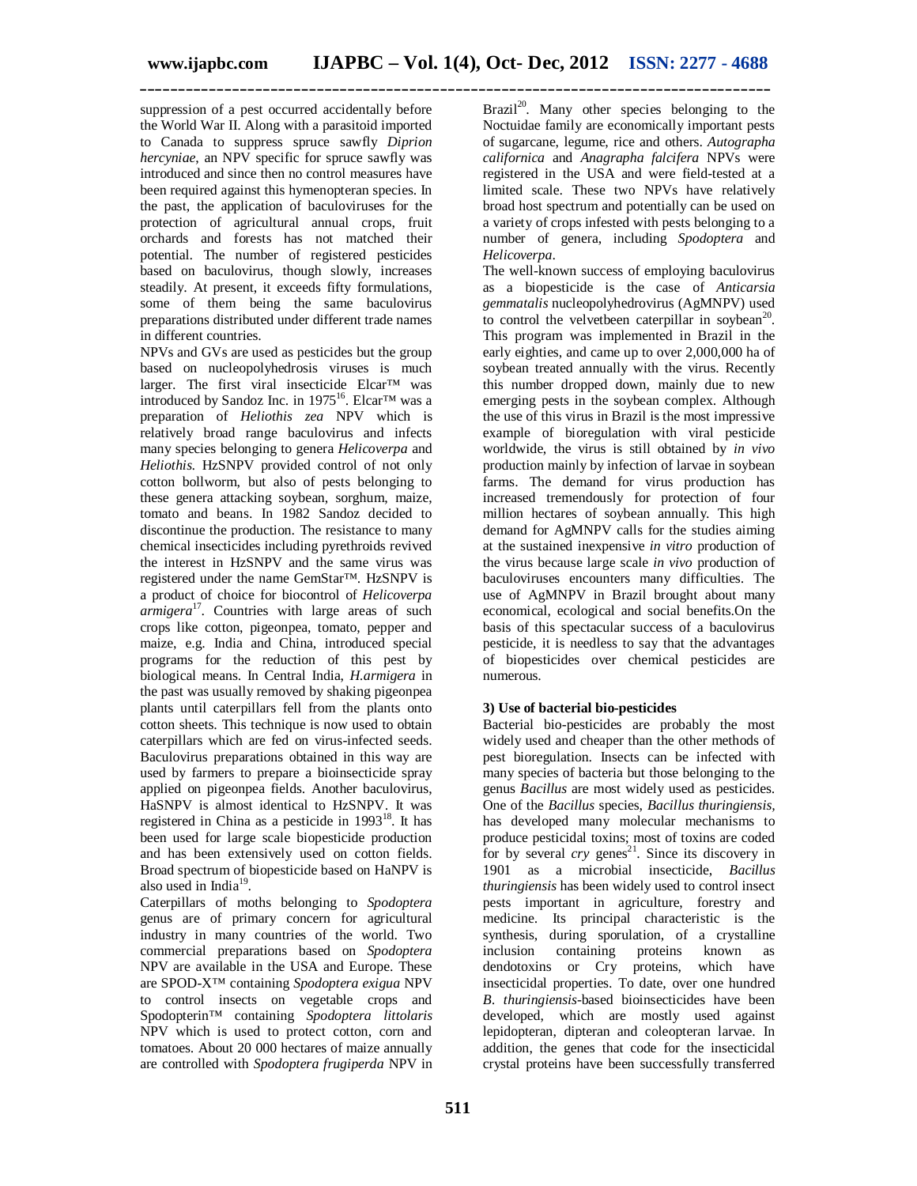suppression of a pest occurred accidentally before the World War II. Along with a parasitoid imported to Canada to suppress spruce sawfly *Diprion hercyniae*, an NPV specific for spruce sawfly was introduced and since then no control measures have been required against this hymenopteran species. In the past, the application of baculoviruses for the protection of agricultural annual crops, fruit orchards and forests has not matched their potential. The number of registered pesticides based on baculovirus, though slowly, increases steadily. At present, it exceeds fifty formulations, some of them being the same baculovirus preparations distributed under different trade names in different countries.

NPVs and GVs are used as pesticides but the group based on nucleopolyhedrosis viruses is much larger. The first viral insecticide Elcar™ was introduced by Sandoz Inc. in 1975[16]. Elcar™ was a preparation of *Heliothis zea* NPV which is relatively broad range baculovirus and infects many species belonging to genera *Helicoverpa* and *Heliothis*. HzSNPV provided control of not only cotton bollworm, but also of pests belonging to these genera attacking soybean, sorghum, maize, tomato and beans. In 1982 Sandoz decided to discontinue the production. The resistance to many chemical insecticides including pyrethroids revived the interest in HzSNPV and the same virus was registered under the name GemStar™. HzSNPV is a product of choice for biocontrol of *Helicoverpa armigera*[17]. Countries with large areas of such crops like cotton, pigeonpea, tomato, pepper and maize, e.g. India and China, introduced special programs for the reduction of this pest by biological means. In Central India, *H.armigera* in the past was usually removed by shaking pigeonpea plants until caterpillars fell from the plants onto cotton sheets. This technique is now used to obtain caterpillars which are fed on virus-infected seeds. Baculovirus preparations obtained in this way are used by farmers to prepare a bioinsecticide spray applied on pigeonpea fields. Another baculovirus, HaSNPV is almost identical to HzSNPV. It was registered in China as a pesticide in 1993[18]. It has been used for large scale biopesticide production and has been extensively used on cotton fields. Broad spectrum of biopesticide based on HaNPV is also used in India[19].

Caterpillars of moths belonging to *Spodoptera* genus are of primary concern for agricultural industry in many countries of the world. Two commercial preparations based on *Spodoptera* NPV are available in the USA and Europe. These are SPOD-X™ containing *Spodoptera exigua* NPV to control insects on vegetable crops and Spodopterin™ containing *Spodoptera littolaris* NPV which is used to protect cotton, corn and tomatoes. About 20 000 hectares of maize annually are controlled with *Spodoptera frugiperda* NPV in Brazil[20]. Many other species belonging to the Noctuidae family are economically important pests of sugarcane, legume, rice and others. *Autographa californica* and *Anagrapha falcifera* NPVs were registered in the USA and were field-tested at a limited scale. These two NPVs have relatively broad host spectrum and potentially can be used on a variety of crops infested with pests belonging to a number of genera, including *Spodoptera* and *Helicoverpa*.

The well-known success of employing baculovirus as a biopesticide is the case of *Anticarsia gemmatalis* nucleopolyhedrovirus (AgMNPV) used to control the velvetbeen caterpillar in soybean[20]. This program was implemented in Brazil in the early eighties, and came up to over 2,000,000 ha of soybean treated annually with the virus. Recently this number dropped down, mainly due to new emerging pests in the soybean complex. Although the use of this virus in Brazil is the most impressive example of bioregulation with viral pesticide worldwide, the virus is still obtained by *in vivo* production mainly by infection of larvae in soybean farms. The demand for virus production has increased tremendously for protection of four million hectares of soybean annually. This high demand for AgMNPV calls for the studies aiming at the sustained inexpensive *in vitro* production of the virus because large scale *in vivo* production of baculoviruses encounters many difficulties. The use of AgMNPV in Brazil brought about many economical, ecological and social benefits.On the basis of this spectacular success of a baculovirus pesticide, it is needless to say that the advantages of biopesticides over chemical pesticides are numerous.

**3) Use of bacterial bio-pesticides**

Bacterial bio-pesticides are probably the most widely used and cheaper than the other methods of pest bioregulation. Insects can be infected with many species of bacteria but those belonging to the genus *Bacillus* are most widely used as pesticides. One of the *Bacillus* species, *Bacillus thuringiensis*, has developed many molecular mechanisms to produce pesticidal toxins; most of toxins are coded for by several *cry* genes[21]. Since its discovery in 1901 as a microbial insecticide, *Bacillus thuringiensis* has been widely used to control insect pests important in agriculture, forestry and medicine. Its principal characteristic is the synthesis, during sporulation, of a crystalline inclusion containing proteins known as dendotoxins or Cry proteins, which have insecticidal properties. To date, over one hundred *B. thuringiensis*-based bioinsecticides have been developed, which are mostly used against lepidopteran, dipteran and coleopteran larvae. In addition, the genes that code for the insecticidal crystal proteins have been successfully transferred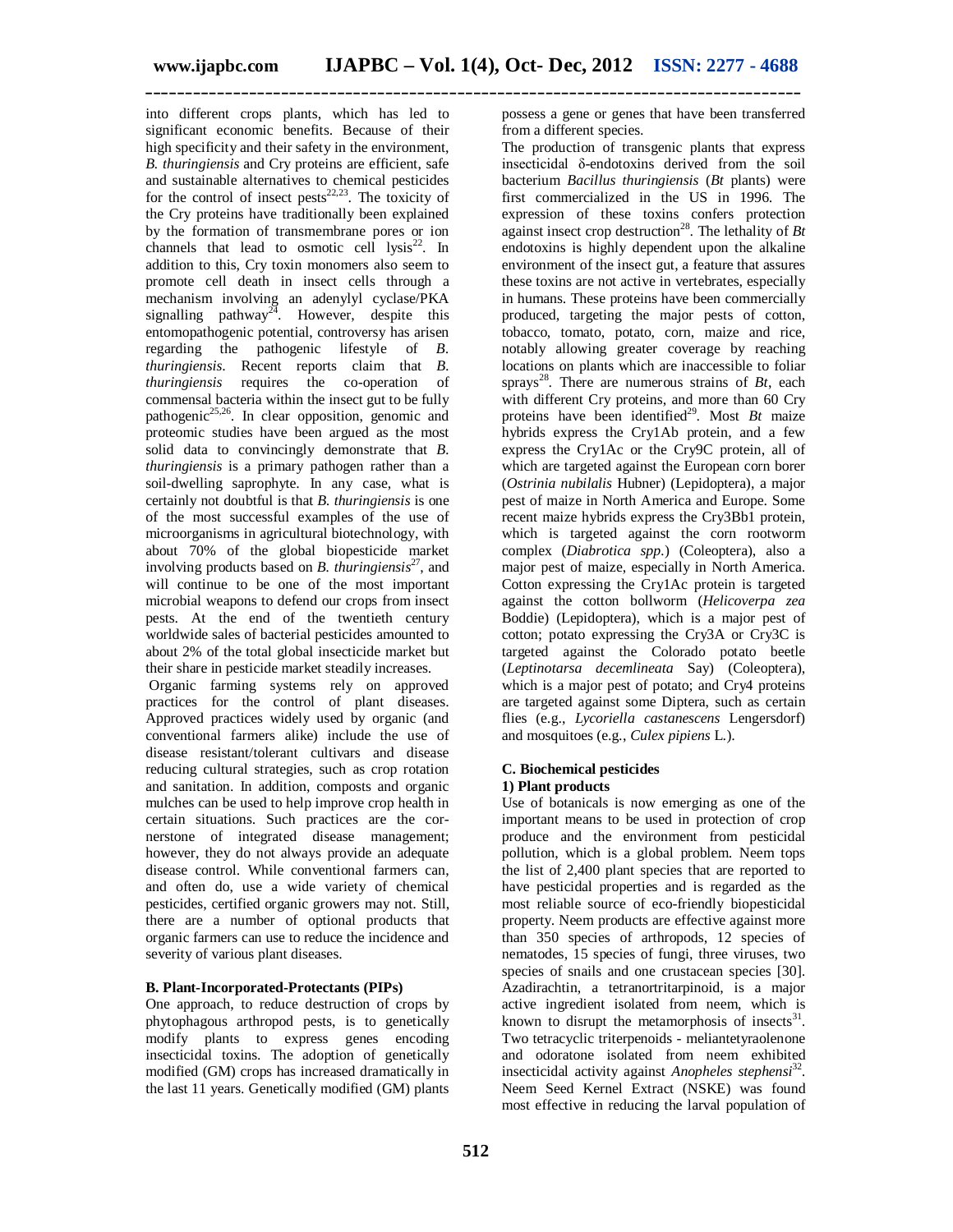into different crops plants, which has led to significant economic benefits. Because of their high specificity and their safety in the environment, *B. thuringiensis* and Cry proteins are efficient, safe and sustainable alternatives to chemical pesticides for the control of insect pests[22,23]. The toxicity of the Cry proteins have traditionally been explained by the formation of transmembrane pores or ion channels that lead to osmotic cell lysis[22]. In addition to this, Cry toxin monomers also seem to promote cell death in insect cells through a mechanism involving an adenylyl cyclase/PKA signalling pathway[24]. However, despite this entomopathogenic potential, controversy has arisen regarding the pathogenic lifestyle of *B. thuringiensis*. Recent reports claim that *B. thuringiensis* requires the co-operation of commensal bacteria within the insect gut to be fully pathogenic[25,26]. In clear opposition, genomic and proteomic studies have been argued as the most solid data to convincingly demonstrate that *B. thuringiensis* is a primary pathogen rather than a soil-dwelling saprophyte. In any case, what is certainly not doubtful is that *B. thuringiensis* is one of the most successful examples of the use of microorganisms in agricultural biotechnology, with about 70% of the global biopesticide market involving products based on *B. thuringiensis*[27], and will continue to be one of the most important microbial weapons to defend our crops from insect pests. At the end of the twentieth century worldwide sales of bacterial pesticides amounted to about 2% of the total global insecticide market but their share in pesticide market steadily increases.

Organic farming systems rely on approved practices for the control of plant diseases. Approved practices widely used by organic (and conventional farmers alike) include the use of disease resistant/tolerant cultivars and disease reducing cultural strategies, such as crop rotation and sanitation. In addition, composts and organic mulches can be used to help improve crop health in certain situations. Such practices are the cornerstone of integrated disease management; however, they do not always provide an adequate disease control. While conventional farmers can, and often do, use a wide variety of chemical pesticides, certified organic growers may not. Still, there are a number of optional products that organic farmers can use to reduce the incidence and severity of various plant diseases.

### B. Plant-Incorporated-Protectants (PIPs)

One approach, to reduce destruction of crops by phytophagous arthropod pests, is to genetically modify plants to express genes encoding insecticidal toxins. The adoption of genetically modified (GM) crops has increased dramatically in the last 11 years. Genetically modified (GM) plants possess a gene or genes that have been transferred from a different species.

The production of transgenic plants that express insecticidal δ-endotoxins derived from the soil bacterium *Bacillus thuringiensis* (*Bt* plants) were first commercialized in the US in 1996. The expression of these toxins confers protection against insect crop destruction[28]. The lethality of *Bt* endotoxins is highly dependent upon the alkaline environment of the insect gut, a feature that assures these toxins are not active in vertebrates, especially in humans. These proteins have been commercially produced, targeting the major pests of cotton, tobacco, tomato, potato, corn, maize and rice, notably allowing greater coverage by reaching locations on plants which are inaccessible to foliar sprays[28]. There are numerous strains of *Bt*, each with different Cry proteins, and more than 60 Cry proteins have been identified[29]. Most *Bt* maize hybrids express the Cry1Ab protein, and a few express the Cry1Ac or the Cry9C protein, all of which are targeted against the European corn borer (*Ostrinia nubilalis* Hubner) (Lepidoptera), a major pest of maize in North America and Europe. Some recent maize hybrids express the Cry3Bb1 protein, which is targeted against the corn rootworm complex (*Diabrotica spp.*) (Coleoptera), also a major pest of maize, especially in North America. Cotton expressing the Cry1Ac protein is targeted against the cotton bollworm (*Helicoverpa zea* Boddie) (Lepidoptera), which is a major pest of cotton; potato expressing the Cry3A or Cry3C is targeted against the Colorado potato beetle (*Leptinotarsa decemlineata* Say) (Coleoptera), which is a major pest of potato; and Cry4 proteins are targeted against some Diptera, such as certain flies (e.g., *Lycoriella castanescens* Lengersdorf) and mosquitoes (e.g., *Culex pipiens* L.).

### C. Biochemical pesticides

#### 1) Plant products

Use of botanicals is now emerging as one of the important means to be used in protection of crop produce and the environment from pesticidal pollution, which is a global problem. Neem tops the list of 2,400 plant species that are reported to have pesticidal properties and is regarded as the most reliable source of eco-friendly biopesticidal property. Neem products are effective against more than 350 species of arthropods, 12 species of nematodes, 15 species of fungi, three viruses, two species of snails and one crustacean species [30]. Azadirachtin, a tetranortritarpinoid, is a major active ingredient isolated from neem, which is known to disrupt the metamorphosis of insects[31]. Two tetracyclic triterpenoids - meliantetyraolenone and odoratone isolated from neem exhibited insecticidal activity against *Anopheles stephensi*[32]. Neem Seed Kernel Extract (NSKE) was found most effective in reducing the larval population of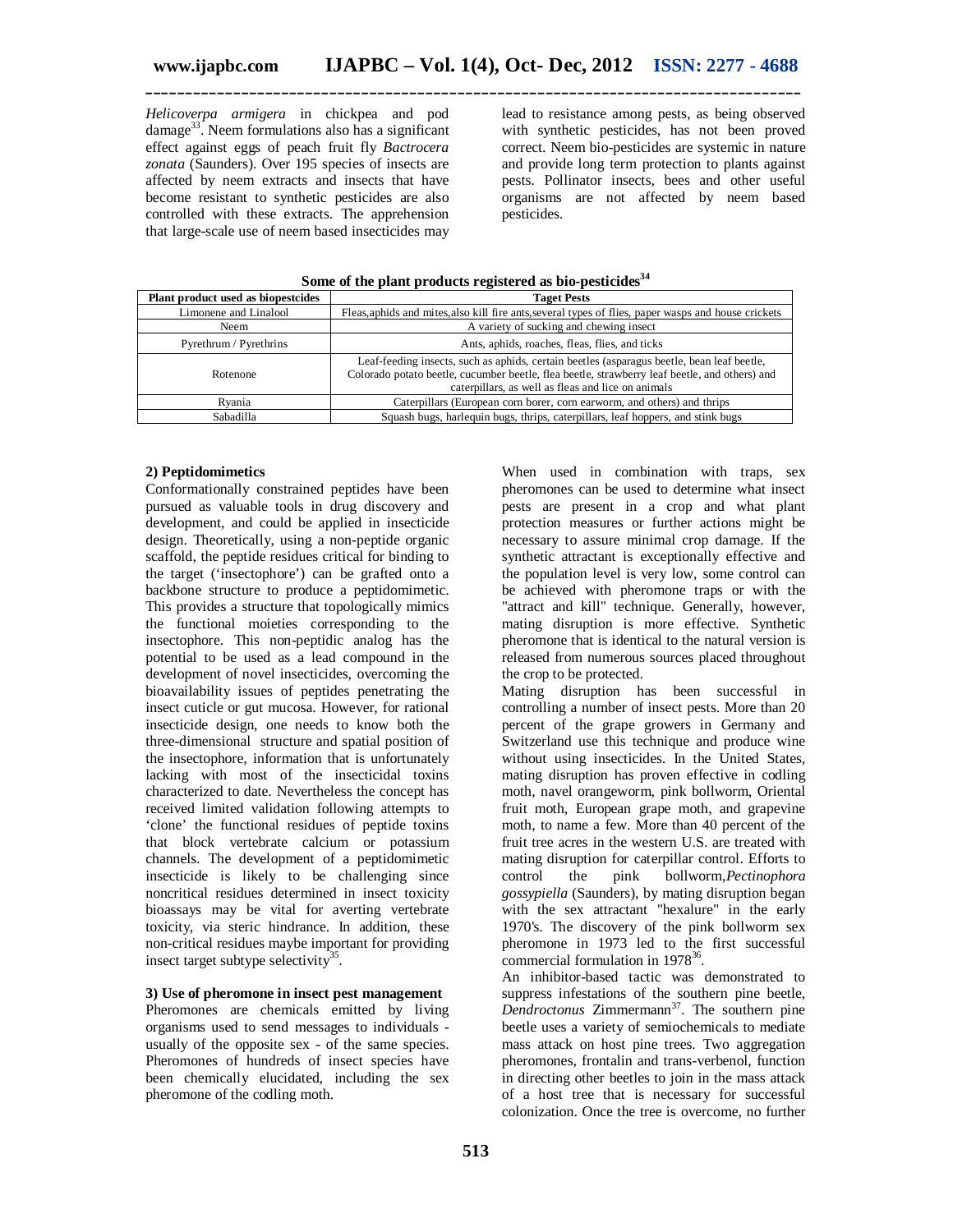*Helicoverpa armigera* in chickpea and pod damage[33]. Neem formulations also has a significant effect against eggs of peach fruit fly *Bactrocera zonata* (Saunders). Over 195 species of insects are affected by neem extracts and insects that have become resistant to synthetic pesticides are also controlled with these extracts. The apprehension that large-scale use of neem based insecticides may lead to resistance among pests, as being observed with synthetic pesticides, has not been proved correct. Neem bio-pesticides are systemic in nature and provide long term protection to plants against pests. Pollinator insects, bees and other useful organisms are not affected by neem based pesticides.

**Some of the plant products registered as bio-pesticides[34]**

| Plant product used as biopestcides | Taget Pests |
|---|---|
| Limonene and Linalool | Fleas,aphids and mites,also kill fire ants,several types of flies, paper wasps and house crickets |
| Neem | A variety of sucking and chewing insect |
| Pyrethrum / Pyrethrins | Ants, aphids, roaches, fleas, flies, and ticks |
| Rotenone | Leaf-feeding insects, such as aphids, certain beetles (asparagus beetle, bean leaf beetle, Colorado potato beetle, cucumber beetle, flea beetle, strawberry leaf beetle, and others) and caterpillars, as well as fleas and lice on animals |
| Ryania | Caterpillars (European corn borer, corn earworm, and others) and thrips |
| Sabadilla | Squash bugs, harlequin bugs, thrips, caterpillars, leaf hoppers, and stink bugs |

**2) Peptidomimetics**

Conformationally constrained peptides have been pursued as valuable tools in drug discovery and development, and could be applied in insecticide design. Theoretically, using a non-peptide organic scaffold, the peptide residues critical for binding to the target ('insectophore') can be grafted onto a backbone structure to produce a peptidomimetic. This provides a structure that topologically mimics the functional moieties corresponding to the insectophore. This non-peptidic analog has the potential to be used as a lead compound in the development of novel insecticides, overcoming the bioavailability issues of peptides penetrating the insect cuticle or gut mucosa. However, for rational insecticide design, one needs to know both the three-dimensional structure and spatial position of the insectophore, information that is unfortunately lacking with most of the insecticidal toxins characterized to date. Nevertheless the concept has received limited validation following attempts to 'clone' the functional residues of peptide toxins that block vertebrate calcium or potassium channels. The development of a peptidomimetic insecticide is likely to be challenging since noncritical residues determined in insect toxicity bioassays may be vital for averting vertebrate toxicity, via steric hindrance. In addition, these non-critical residues maybe important for providing insect target subtype selectivity[35].

**3) Use of pheromone in insect pest management**

Pheromones are chemicals emitted by living organisms used to send messages to individuals - usually of the opposite sex - of the same species. Pheromones of hundreds of insect species have been chemically elucidated, including the sex pheromone of the codling moth.

When used in combination with traps, sex pheromones can be used to determine what insect pests are present in a crop and what plant protection measures or further actions might be necessary to assure minimal crop damage. If the synthetic attractant is exceptionally effective and the population level is very low, some control can be achieved with pheromone traps or with the "attract and kill" technique. Generally, however, mating disruption is more effective. Synthetic pheromone that is identical to the natural version is released from numerous sources placed throughout the crop to be protected.

Mating disruption has been successful in controlling a number of insect pests. More than 20 percent of the grape growers in Germany and Switzerland use this technique and produce wine without using insecticides. In the United States, mating disruption has proven effective in codling moth, navel orangeworm, pink bollworm, Oriental fruit moth, European grape moth, and grapevine moth, to name a few. More than 40 percent of the fruit tree acres in the western U.S. are treated with mating disruption for caterpillar control. Efforts to control the pink bollworm,*Pectinophora gossypiella* (Saunders), by mating disruption began with the sex attractant "hexalure" in the early 1970's. The discovery of the pink bollworm sex pheromone in 1973 led to the first successful commercial formulation in 1978[36].

An inhibitor-based tactic was demonstrated to suppress infestations of the southern pine beetle, *Dendroctonus* Zimmermann[37]. The southern pine beetle uses a variety of semiochemicals to mediate mass attack on host pine trees. Two aggregation pheromones, frontalin and trans-verbenol, function in directing other beetles to join in the mass attack of a host tree that is necessary for successful colonization. Once the tree is overcome, no further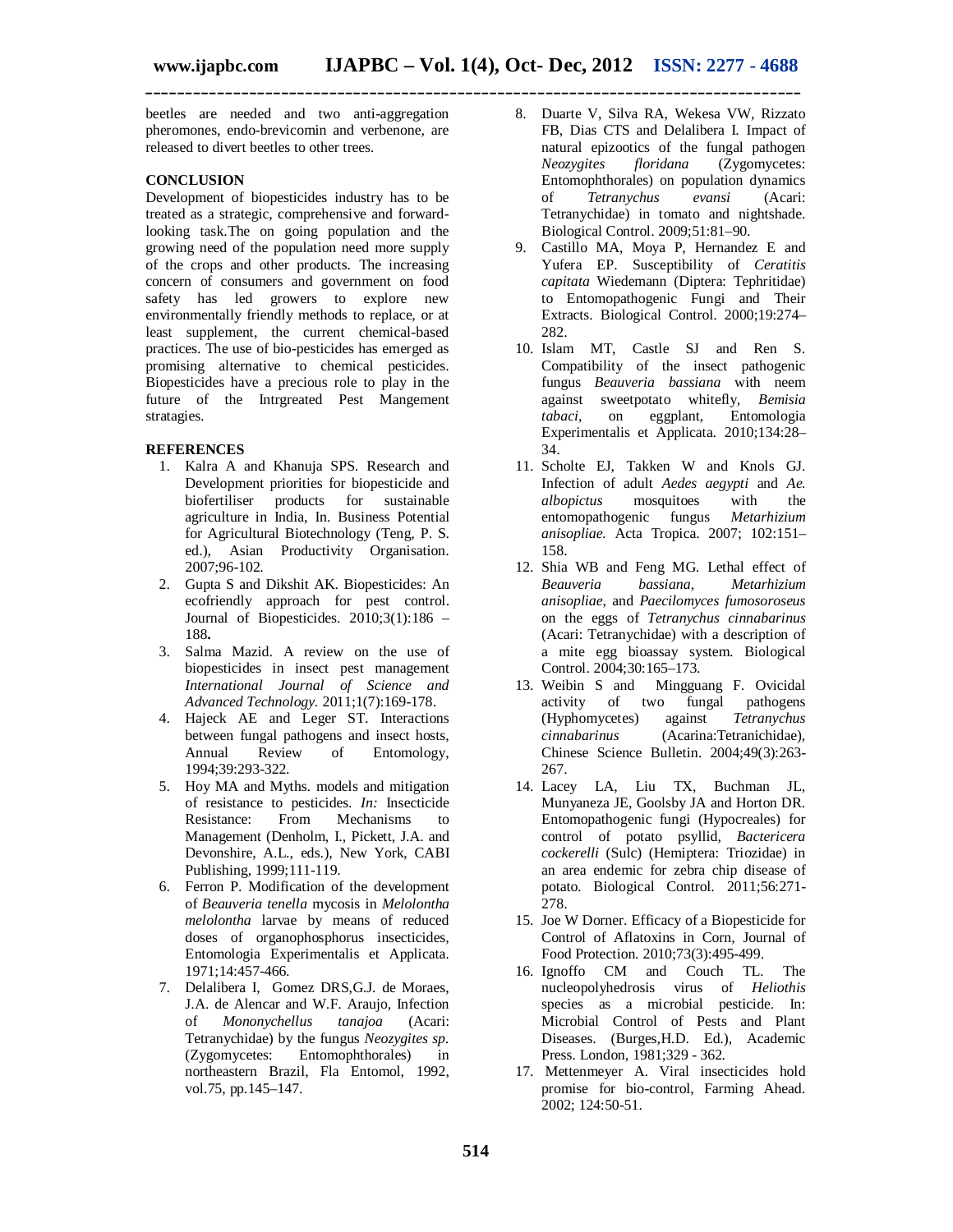beetles are needed and two anti-aggregation pheromones, endo-brevicomin and verbenone, are released to divert beetles to other trees.

## CONCLUSION

Development of biopesticides industry has to be treated as a strategic, comprehensive and forward-looking task.The on going population and the growing need of the population need more supply of the crops and other products. The increasing concern of consumers and government on food safety has led growers to explore new environmentally friendly methods to replace, or at least supplement, the current chemical-based practices. The use of bio-pesticides has emerged as promising alternative to chemical pesticides. Biopesticides have a precious role to play in the future of the Intrgreated Pest Mangement stratagies.

## REFERENCES

1. Kalra A and Khanuja SPS. Research and Development priorities for biopesticide and biofertiliser products for sustainable agriculture in India, In. Business Potential for Agricultural Biotechnology (Teng, P. S. ed.), Asian Productivity Organisation. 2007;96-102.
2. Gupta S and Dikshit AK. Biopesticides: An ecofriendly approach for pest control. Journal of Biopesticides. 2010;3(1):186 – 188**.**
3. Salma Mazid. A review on the use of biopesticides in insect pest management *International Journal of Science and Advanced Technology.* 2011;1(7):169-178.
4. Hajeck AE and Leger ST. Interactions between fungal pathogens and insect hosts, Annual Review of Entomology, 1994;39:293-322.
5. Hoy MA and Myths. models and mitigation of resistance to pesticides. *In:* Insecticide Resistance: From Mechanisms to Management (Denholm, I., Pickett, J.A. and Devonshire, A.L., eds.), New York, CABI Publishing, 1999;111-119.
6. Ferron P. Modification of the development of *Beauveria tenella* mycosis in *Melolontha melolontha* larvae by means of reduced doses of organophosphorus insecticides, Entomologia Experimentalis et Applicata. 1971;14:457-466.
7. Delalibera I, Gomez DRS,G.J. de Moraes, J.A. de Alencar and W.F. Araujo, Infection of *Mononychellus tanajoa* (Acari: Tetranychidae) by the fungus *Neozygites sp.* (Zygomycetes: Entomophthorales) in northeastern Brazil, Fla Entomol, 1992, vol.75, pp.145–147.
8. Duarte V, Silva RA, Wekesa VW, Rizzato FB, Dias CTS and Delalibera I. Impact of natural epizootics of the fungal pathogen *Neozygites floridana* (Zygomycetes: Entomophthorales) on population dynamics of *Tetranychus evansi* (Acari: Tetranychidae) in tomato and nightshade. Biological Control. 2009;51:81–90.
9. Castillo MA, Moya P, Hernandez E and Yufera EP. Susceptibility of *Ceratitis capitata* Wiedemann (Diptera: Tephritidae) to Entomopathogenic Fungi and Their Extracts. Biological Control. 2000;19:274–282.
10. Islam MT, Castle SJ and Ren S. Compatibility of the insect pathogenic fungus *Beauveria bassiana* with neem against sweetpotato whitefly, *Bemisia tabaci*, on eggplant, Entomologia Experimentalis et Applicata. 2010;134:28–34.
11. Scholte EJ, Takken W and Knols GJ. Infection of adult *Aedes aegypti* and *Ae. albopictus* mosquitoes with the entomopathogenic fungus *Metarhizium anisopliae.* Acta Tropica. 2007; 102:151–158.
12. Shia WB and Feng MG. Lethal effect of *Beauveria bassiana*, *Metarhizium anisopliae*, and *Paecilomyces fumosoroseus* on the eggs of *Tetranychus cinnabarinus* (Acari: Tetranychidae) with a description of a mite egg bioassay system. Biological Control. 2004;30:165–173.
13. Weibin S and Mingguang F. Ovicidal activity of two fungal pathogens (Hyphomycetes) against *Tetranychus cinnabarinus* (Acarina:Tetranichidae), Chinese Science Bulletin. 2004;49(3):263-267.
14. Lacey LA, Liu TX, Buchman JL, Munyaneza JE, Goolsby JA and Horton DR. Entomopathogenic fungi (Hypocreales) for control of potato psyllid, *Bactericera cockerelli* (Sulc) (Hemiptera: Triozidae) in an area endemic for zebra chip disease of potato. Biological Control. 2011;56:271-278.
15. Joe W Dorner. Efficacy of a Biopesticide for Control of Aflatoxins in Corn, Journal of Food Protection. 2010;73(3):495-499.
16. Ignoffo CM and Couch TL. The nucleopolyhedrosis virus of *Heliothis* species as a microbial pesticide. In: Microbial Control of Pests and Plant Diseases. (Burges,H.D. Ed.), Academic Press. London, 1981;329 - 362.
17. Mettenmeyer A. Viral insecticides hold promise for bio-control, Farming Ahead. 2002; 124:50-51.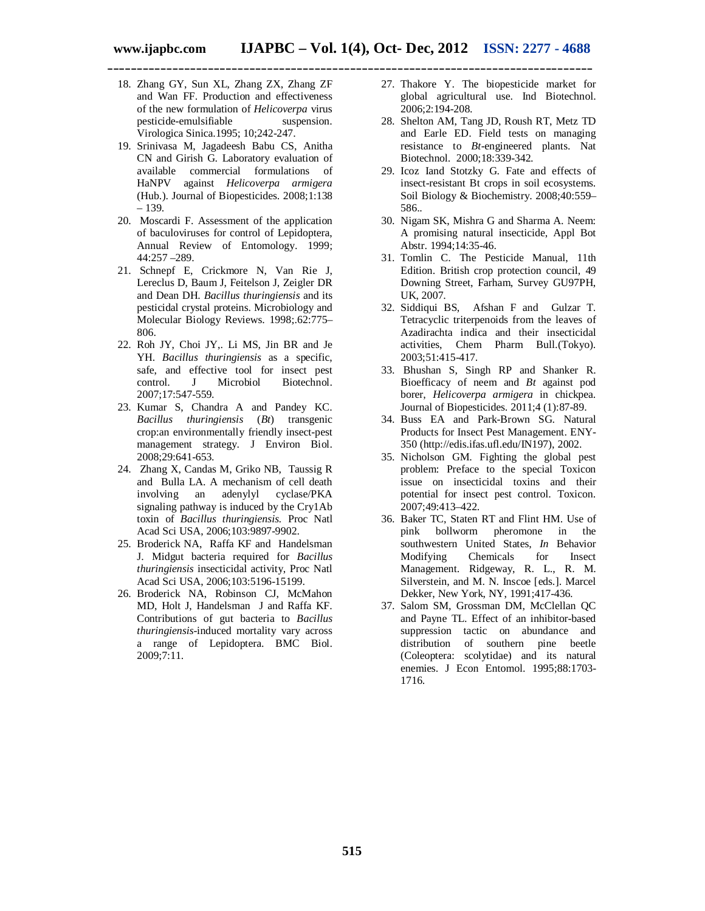18. Zhang GY, Sun XL, Zhang ZX, Zhang ZF and Wan FF. Production and effectiveness of the new formulation of *Helicoverpa* virus pesticide-emulsifiable suspension. Virologica Sinica.1995; 10;242-247.
19. Srinivasa M, Jagadeesh Babu CS, Anitha CN and Girish G. Laboratory evaluation of available commercial formulations of HaNPV against *Helicoverpa armigera* (Hub.). Journal of Biopesticides. 2008;1:138 – 139.
20. Moscardi F. Assessment of the application of baculoviruses for control of Lepidoptera, Annual Review of Entomology. 1999; 44:257 –289.
21. Schnepf E, Crickmore N, Van Rie J, Lereclus D, Baum J, Feitelson J, Zeigler DR and Dean DH. *Bacillus thuringiensis* and its pesticidal crystal proteins. Microbiology and Molecular Biology Reviews. 1998;.62:775–806.
22. Roh JY, Choi JY,. Li MS, Jin BR and Je YH. *Bacillus thuringiensis* as a specific, safe, and effective tool for insect pest control. J Microbiol Biotechnol. 2007;17:547-559.
23. Kumar S, Chandra A and Pandey KC. *Bacillus thuringiensis* (*Bt*) transgenic crop:an environmentally friendly insect-pest management strategy. J Environ Biol. 2008;29:641-653.
24. Zhang X, Candas M, Griko NB, Taussig R and Bulla LA. A mechanism of cell death involving an adenylyl cyclase/PKA signaling pathway is induced by the Cry1Ab toxin of *Bacillus thuringiensis*. Proc Natl Acad Sci USA, 2006;103:9897-9902.
25. Broderick NA, Raffa KF and Handelsman J. Midgut bacteria required for *Bacillus thuringiensis* insecticidal activity, Proc Natl Acad Sci USA, 2006;103:5196-15199.
26. Broderick NA, Robinson CJ, McMahon MD, Holt J, Handelsman J and Raffa KF. Contributions of gut bacteria to *Bacillus thuringiensis*-induced mortality vary across a range of Lepidoptera. BMC Biol. 2009;7:11.
27. Thakore Y. The biopesticide market for global agricultural use. Ind Biotechnol. 2006;2:194-208.
28. Shelton AM, Tang JD, Roush RT, Metz TD and Earle ED. Field tests on managing resistance to *Bt*-engineered plants. Nat Biotechnol. 2000;18:339-342.
29. Icoz Iand Stotzky G. Fate and effects of insect-resistant Bt crops in soil ecosystems. Soil Biology & Biochemistry. 2008;40:559–586..
30. Nigam SK, Mishra G and Sharma A. Neem: A promising natural insecticide, Appl Bot Abstr. 1994;14:35-46.
31. Tomlin C. The Pesticide Manual, 11th Edition. British crop protection council, 49 Downing Street, Farham, Survey GU97PH, UK, 2007.
32. Siddiqui BS, Afshan F and Gulzar T. Tetracyclic triterpenoids from the leaves of Azadirachta indica and their insecticidal activities, Chem Pharm Bull.(Tokyo). 2003;51:415-417.
33. Bhushan S, Singh RP and Shanker R. Bioefficacy of neem and *Bt* against pod borer, *Helicoverpa armigera* in chickpea. Journal of Biopesticides. 2011;4 (1):87-89.
34. Buss EA and Park-Brown SG. Natural Products for Insect Pest Management. ENY-350 (http://edis.ifas.ufl.edu/IN197), 2002.
35. Nicholson GM. Fighting the global pest problem: Preface to the special Toxicon issue on insecticidal toxins and their potential for insect pest control. Toxicon. 2007;49:413–422.
36. Baker TC, Staten RT and Flint HM. Use of pink bollworm pheromone in the southwestern United States, *In* Behavior Modifying Chemicals for Insect Management. Ridgeway, R. L., R. M. Silverstein, and M. N. Inscoe [eds.]. Marcel Dekker, New York, NY, 1991;417-436.
37. Salom SM, Grossman DM, McClellan QC and Payne TL. Effect of an inhibitor-based suppression tactic on abundance and distribution of southern pine beetle (Coleoptera: scolytidae) and its natural enemies. J Econ Entomol. 1995;88:1703-1716.